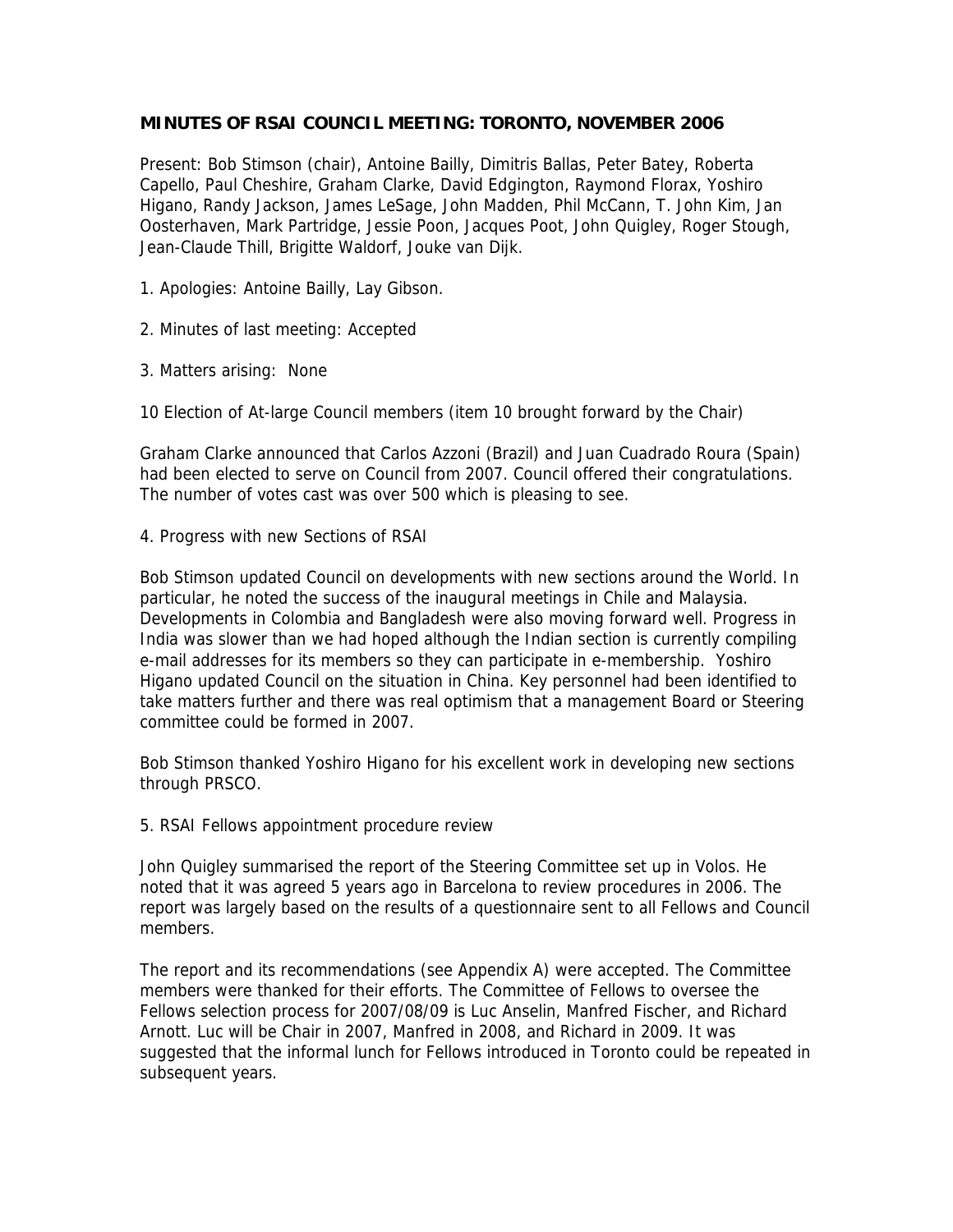# MINUTES OF RSAI COUNCIL MEETING: TORONTO, NOVEMBER 2006

Present: Bob Stimson (chair), Antoine Bailly, Dimitris Ballas, Peter Batey, Roberta Capello, Paul Cheshire, Graham Clarke, David Edgington, Raymond Florax, Yoshiro Higano, Randy Jackson, James LeSage, John Madden, Phil McCann, T. John Kim, Jan Oosterhaven, Mark Partridge, Jessie Poon, Jacques Poot, John Quigley, Roger Stough, Jean-Claude Thill, Brigitte Waldorf, Jouke van Dijk.

1. Apologies: Antoine Bailly, Lay Gibson.

2. Minutes of last meeting: Accepted

3. Matters arising: None

10 Election of At-large Council members (item 10 brought forward by the Chair)

Graham Clarke announced that Carlos Azzoni (Brazil) and Juan Cuadrado Roura (Spain) had been elected to serve on Council from 2007. Council offered their congratulations. The number of votes cast was over 500 which is pleasing to see.

4. Progress with new Sections of RSAI

Bob Stimson updated Council on developments with new sections around the World. In particular, he noted the success of the inaugural meetings in Chile and Malaysia. Developments in Colombia and Bangladesh were also moving forward well. Progress in India was slower than we had hoped although the Indian section is currently compiling e-mail addresses for its members so they can participate in e-membership. Yoshiro Higano updated Council on the situation in China. Key personnel had been identified to take matters further and there was real optimism that a management Board or Steering committee could be formed in 2007.

Bob Stimson thanked Yoshiro Higano for his excellent work in developing new sections through PRSCO.

5. RSAI Fellows appointment procedure review

John Quigley summarised the report of the Steering Committee set up in Volos. He noted that it was agreed 5 years ago in Barcelona to review procedures in 2006. The report was largely based on the results of a questionnaire sent to all Fellows and Council members.

The report and its recommendations (see Appendix A) were accepted. The Committee members were thanked for their efforts. The Committee of Fellows to oversee the Fellows selection process for 2007/08/09 is Luc Anselin, Manfred Fischer, and Richard Arnott. Luc will be Chair in 2007, Manfred in 2008, and Richard in 2009. It was suggested that the informal lunch for Fellows introduced in Toronto could be repeated in subsequent years.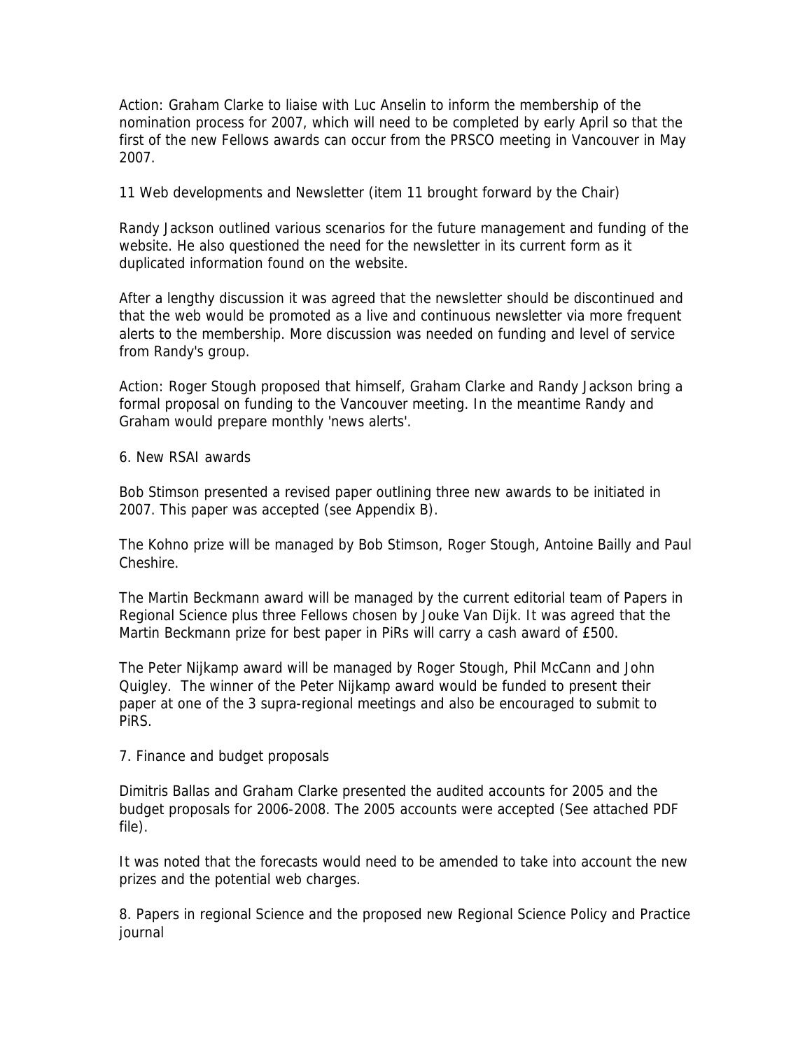Action: Graham Clarke to liaise with Luc Anselin to inform the membership of the nomination process for 2007, which will need to be completed by early April so that the first of the new Fellows awards can occur from the PRSCO meeting in Vancouver in May 2007.

11 Web developments and Newsletter (item 11 brought forward by the Chair)

Randy Jackson outlined various scenarios for the future management and funding of the website. He also questioned the need for the newsletter in its current form as it duplicated information found on the website.

After a lengthy discussion it was agreed that the newsletter should be discontinued and that the web would be promoted as a live and continuous newsletter via more frequent alerts to the membership. More discussion was needed on funding and level of service from Randy's group.

Action: Roger Stough proposed that himself, Graham Clarke and Randy Jackson bring a formal proposal on funding to the Vancouver meeting. In the meantime Randy and Graham would prepare monthly 'news alerts'.

6. New RSAI awards

Bob Stimson presented a revised paper outlining three new awards to be initiated in 2007. This paper was accepted (see Appendix B).

The Kohno prize will be managed by Bob Stimson, Roger Stough, Antoine Bailly and Paul Cheshire.

The Martin Beckmann award will be managed by the current editorial team of Papers in Regional Science plus three Fellows chosen by Jouke Van Dijk. It was agreed that the Martin Beckmann prize for best paper in PiRs will carry a cash award of £500.

The Peter Nijkamp award will be managed by Roger Stough, Phil McCann and John Quigley. The winner of the Peter Nijkamp award would be funded to present their paper at one of the 3 supra-regional meetings and also be encouraged to submit to PiRS.

7. Finance and budget proposals

Dimitris Ballas and Graham Clarke presented the audited accounts for 2005 and the budget proposals for 2006-2008. The 2005 accounts were accepted (See attached PDF file).

It was noted that the forecasts would need to be amended to take into account the new prizes and the potential web charges.

8. Papers in regional Science and the proposed new Regional Science Policy and Practice journal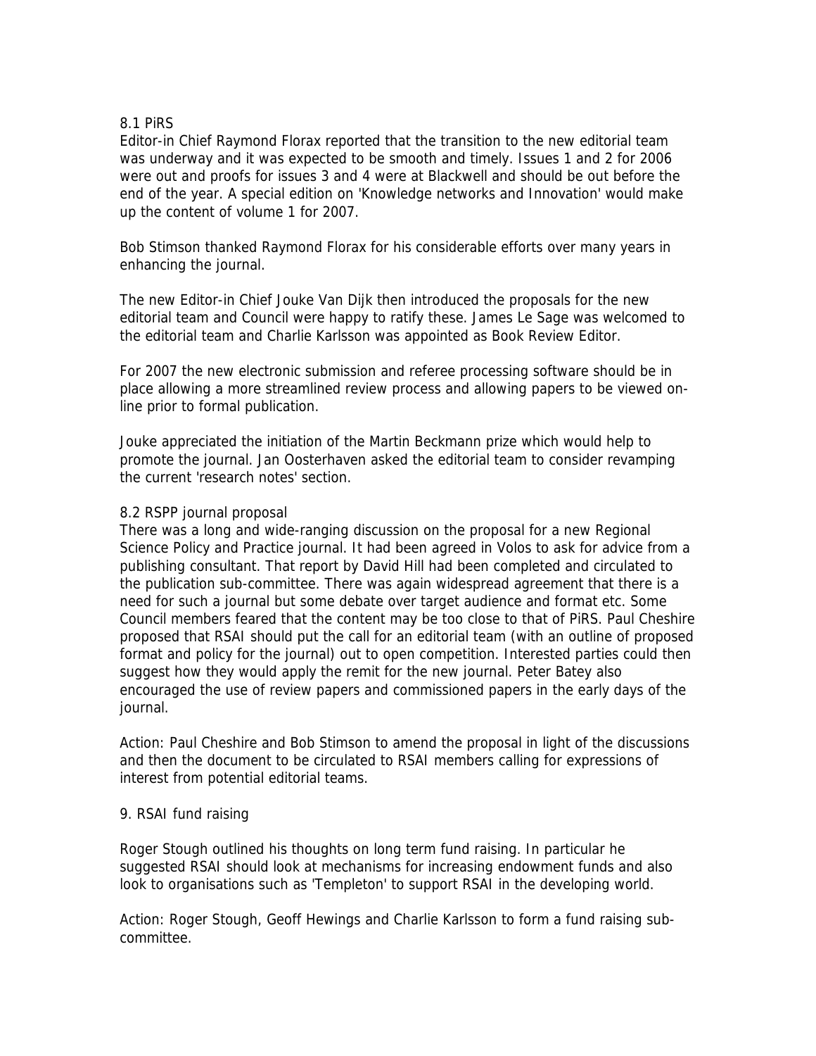### 8.1 PiRS

Editor-in Chief Raymond Florax reported that the transition to the new editorial team was underway and it was expected to be smooth and timely. Issues 1 and 2 for 2006 were out and proofs for issues 3 and 4 were at Blackwell and should be out before the end of the year. A special edition on 'Knowledge networks and Innovation' would make up the content of volume 1 for 2007.

Bob Stimson thanked Raymond Florax for his considerable efforts over many years in enhancing the journal.

The new Editor-in Chief Jouke Van Dijk then introduced the proposals for the new editorial team and Council were happy to ratify these. James Le Sage was welcomed to the editorial team and Charlie Karlsson was appointed as Book Review Editor.

For 2007 the new electronic submission and referee processing software should be in place allowing a more streamlined review process and allowing papers to be viewed on-line prior to formal publication.

Jouke appreciated the initiation of the Martin Beckmann prize which would help to promote the journal. Jan Oosterhaven asked the editorial team to consider revamping the current 'research notes' section.

### 8.2 RSPP journal proposal

There was a long and wide-ranging discussion on the proposal for a new Regional Science Policy and Practice journal. It had been agreed in Volos to ask for advice from a publishing consultant. That report by David Hill had been completed and circulated to the publication sub-committee. There was again widespread agreement that there is a need for such a journal but some debate over target audience and format etc. Some Council members feared that the content may be too close to that of PiRS. Paul Cheshire proposed that RSAI should put the call for an editorial team (with an outline of proposed format and policy for the journal) out to open competition. Interested parties could then suggest how they would apply the remit for the new journal. Peter Batey also encouraged the use of review papers and commissioned papers in the early days of the journal.

Action: Paul Cheshire and Bob Stimson to amend the proposal in light of the discussions and then the document to be circulated to RSAI members calling for expressions of interest from potential editorial teams.

## 9. RSAI fund raising

Roger Stough outlined his thoughts on long term fund raising. In particular he suggested RSAI should look at mechanisms for increasing endowment funds and also look to organisations such as 'Templeton' to support RSAI in the developing world.

Action: Roger Stough, Geoff Hewings and Charlie Karlsson to form a fund raising sub-committee.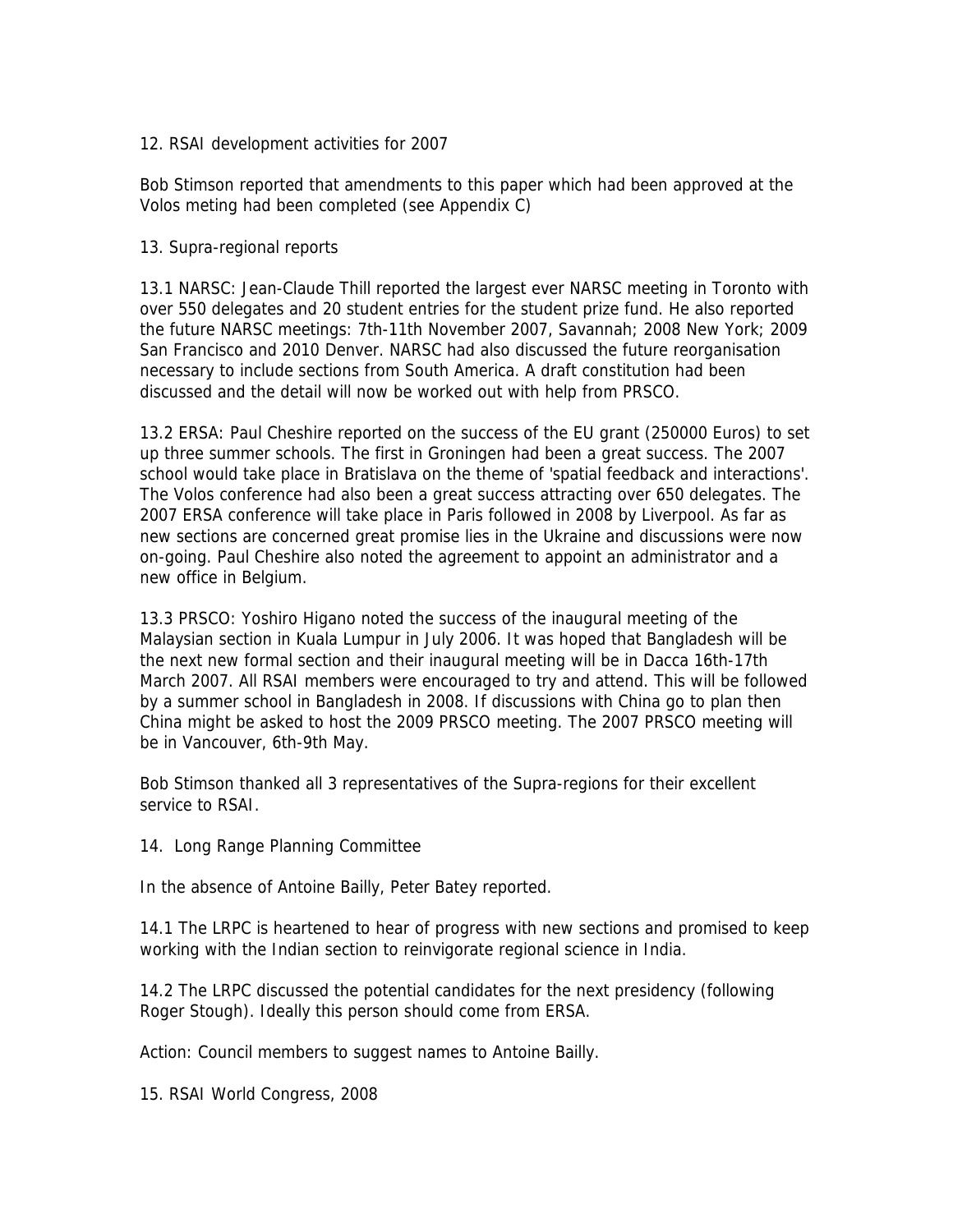12. RSAI development activities for 2007

Bob Stimson reported that amendments to this paper which had been approved at the Volos meting had been completed (see Appendix C)

13. Supra-regional reports

13.1 NARSC: Jean-Claude Thill reported the largest ever NARSC meeting in Toronto with over 550 delegates and 20 student entries for the student prize fund. He also reported the future NARSC meetings: 7th-11th November 2007, Savannah; 2008 New York; 2009 San Francisco and 2010 Denver. NARSC had also discussed the future reorganisation necessary to include sections from South America. A draft constitution had been discussed and the detail will now be worked out with help from PRSCO.

13.2 ERSA: Paul Cheshire reported on the success of the EU grant (250000 Euros) to set up three summer schools. The first in Groningen had been a great success. The 2007 school would take place in Bratislava on the theme of 'spatial feedback and interactions'. The Volos conference had also been a great success attracting over 650 delegates. The 2007 ERSA conference will take place in Paris followed in 2008 by Liverpool. As far as new sections are concerned great promise lies in the Ukraine and discussions were now on-going. Paul Cheshire also noted the agreement to appoint an administrator and a new office in Belgium.

13.3 PRSCO: Yoshiro Higano noted the success of the inaugural meeting of the Malaysian section in Kuala Lumpur in July 2006. It was hoped that Bangladesh will be the next new formal section and their inaugural meeting will be in Dacca 16th-17th March 2007. All RSAI members were encouraged to try and attend. This will be followed by a summer school in Bangladesh in 2008. If discussions with China go to plan then China might be asked to host the 2009 PRSCO meeting. The 2007 PRSCO meeting will be in Vancouver, 6th-9th May.

Bob Stimson thanked all 3 representatives of the Supra-regions for their excellent service to RSAI.

14. Long Range Planning Committee

In the absence of Antoine Bailly, Peter Batey reported.

14.1 The LRPC is heartened to hear of progress with new sections and promised to keep working with the Indian section to reinvigorate regional science in India.

14.2 The LRPC discussed the potential candidates for the next presidency (following Roger Stough). Ideally this person should come from ERSA.

Action: Council members to suggest names to Antoine Bailly.

15. RSAI World Congress, 2008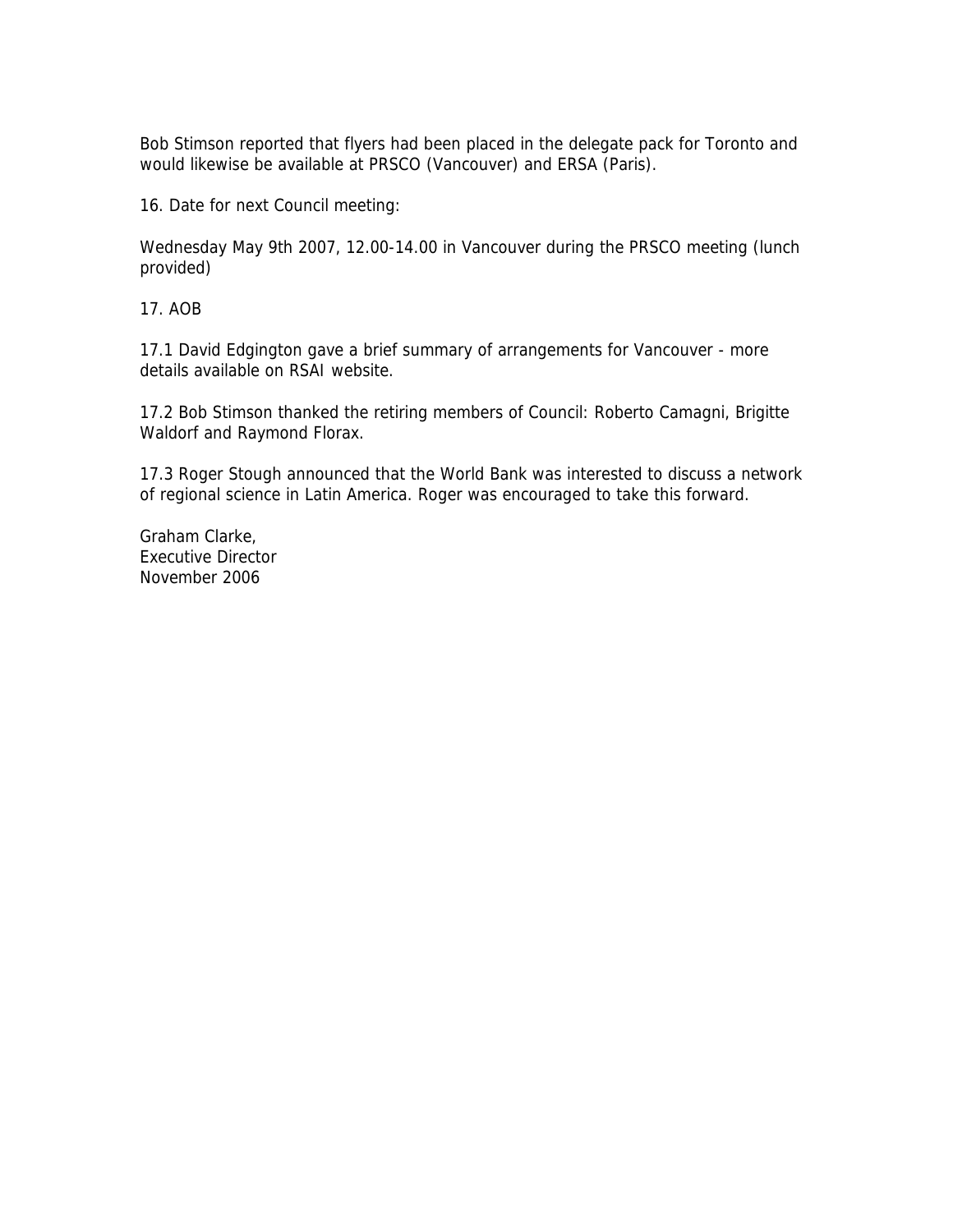Bob Stimson reported that flyers had been placed in the delegate pack for Toronto and would likewise be available at PRSCO (Vancouver) and ERSA (Paris).

16. Date for next Council meeting:

Wednesday May 9th 2007, 12.00-14.00 in Vancouver during the PRSCO meeting (lunch provided)

17. AOB

17.1 David Edgington gave a brief summary of arrangements for Vancouver - more details available on RSAI website.

17.2 Bob Stimson thanked the retiring members of Council: Roberto Camagni, Brigitte Waldorf and Raymond Florax.

17.3 Roger Stough announced that the World Bank was interested to discuss a network of regional science in Latin America. Roger was encouraged to take this forward.

Graham Clarke,
Executive Director
November 2006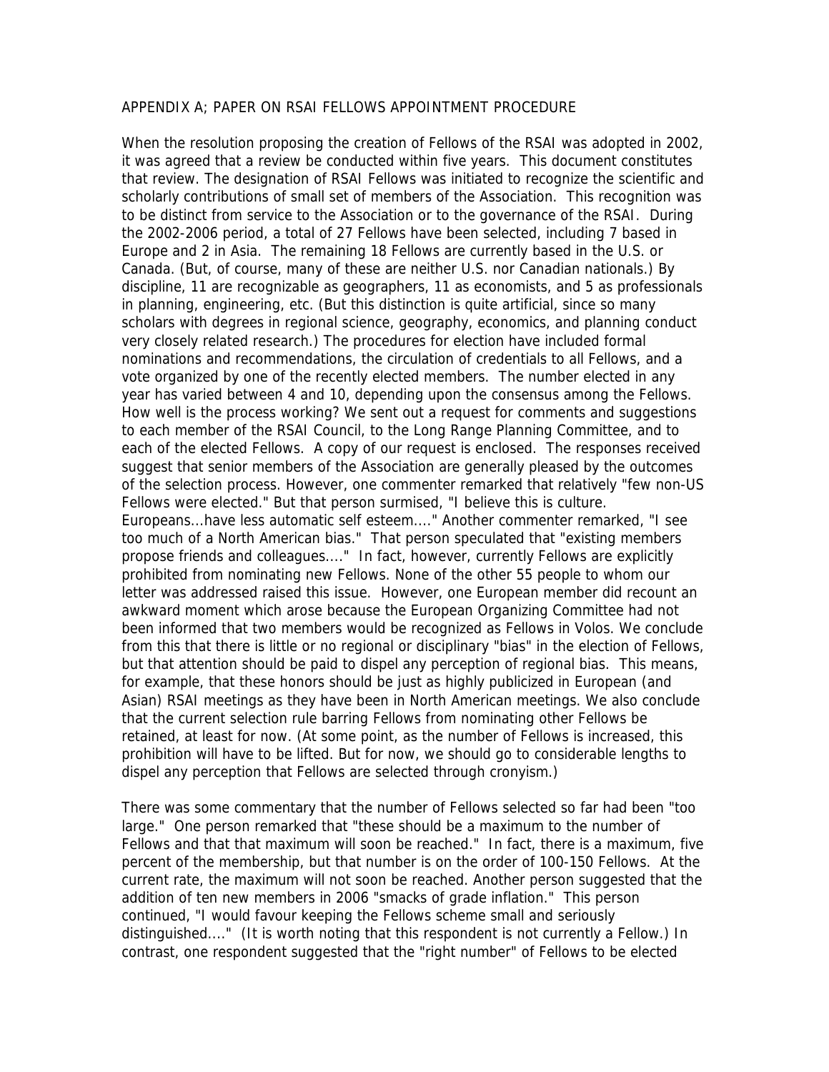## APPENDIX A; PAPER ON RSAI FELLOWS APPOINTMENT PROCEDURE

When the resolution proposing the creation of Fellows of the RSAI was adopted in 2002, it was agreed that a review be conducted within five years. This document constitutes that review. The designation of RSAI Fellows was initiated to recognize the scientific and scholarly contributions of small set of members of the Association. This recognition was to be distinct from service to the Association or to the governance of the RSAI. During the 2002-2006 period, a total of 27 Fellows have been selected, including 7 based in Europe and 2 in Asia. The remaining 18 Fellows are currently based in the U.S. or Canada. (But, of course, many of these are neither U.S. nor Canadian nationals.) By discipline, 11 are recognizable as geographers, 11 as economists, and 5 as professionals in planning, engineering, etc. (But this distinction is quite artificial, since so many scholars with degrees in regional science, geography, economics, and planning conduct very closely related research.) The procedures for election have included formal nominations and recommendations, the circulation of credentials to all Fellows, and a vote organized by one of the recently elected members. The number elected in any year has varied between 4 and 10, depending upon the consensus among the Fellows. How well is the process working? We sent out a request for comments and suggestions to each member of the RSAI Council, to the Long Range Planning Committee, and to each of the elected Fellows. A copy of our request is enclosed. The responses received suggest that senior members of the Association are generally pleased by the outcomes of the selection process. However, one commenter remarked that relatively "few non-US Fellows were elected." But that person surmised, "I believe this is culture. Europeans...have less automatic self esteem...." Another commenter remarked, "I see too much of a North American bias." That person speculated that "existing members propose friends and colleagues...." In fact, however, currently Fellows are explicitly prohibited from nominating new Fellows. None of the other 55 people to whom our letter was addressed raised this issue. However, one European member did recount an awkward moment which arose because the European Organizing Committee had not been informed that two members would be recognized as Fellows in Volos. We conclude from this that there is little or no regional or disciplinary "bias" in the election of Fellows, but that attention should be paid to dispel any perception of regional bias. This means, for example, that these honors should be just as highly publicized in European (and Asian) RSAI meetings as they have been in North American meetings. We also conclude that the current selection rule barring Fellows from nominating other Fellows be retained, at least for now. (At some point, as the number of Fellows is increased, this prohibition will have to be lifted. But for now, we should go to considerable lengths to dispel any perception that Fellows are selected through cronyism.)

There was some commentary that the number of Fellows selected so far had been "too large." One person remarked that "these should be a maximum to the number of Fellows and that that maximum will soon be reached." In fact, there is a maximum, five percent of the membership, but that number is on the order of 100-150 Fellows. At the current rate, the maximum will not soon be reached. Another person suggested that the addition of ten new members in 2006 "smacks of grade inflation." This person continued, "I would favour keeping the Fellows scheme small and seriously distinguished...." (It is worth noting that this respondent is not currently a Fellow.) In contrast, one respondent suggested that the "right number" of Fellows to be elected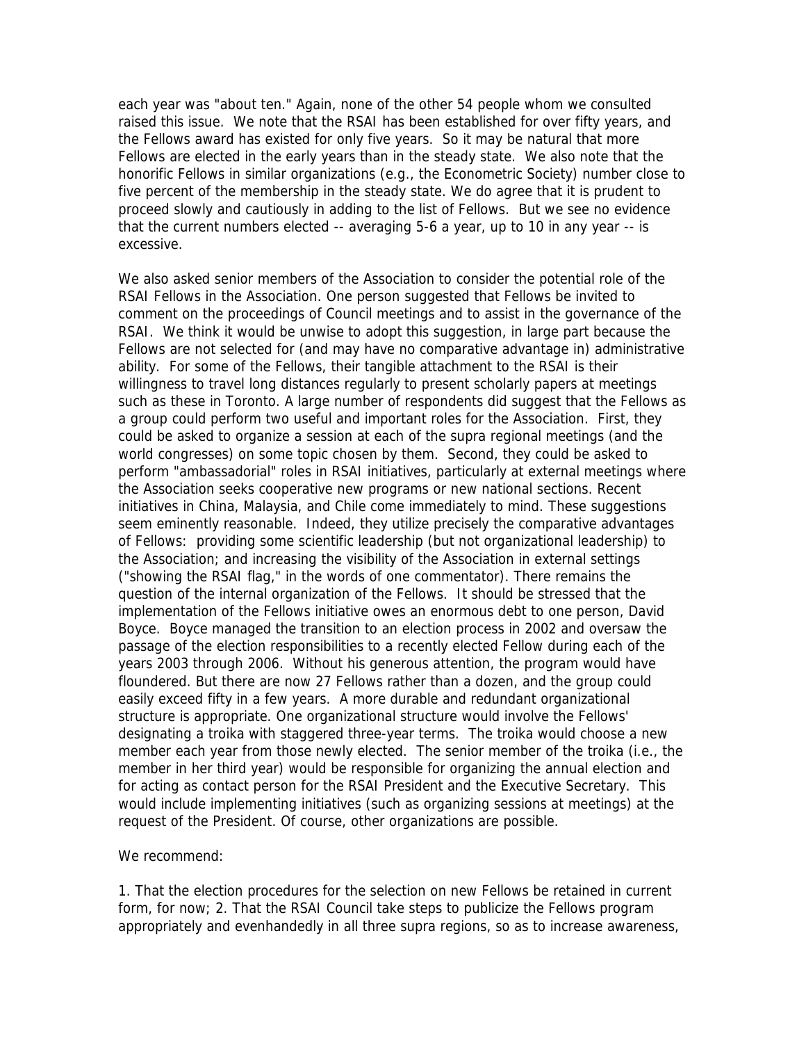each year was "about ten." Again, none of the other 54 people whom we consulted raised this issue. We note that the RSAI has been established for over fifty years, and the Fellows award has existed for only five years. So it may be natural that more Fellows are elected in the early years than in the steady state. We also note that the honorific Fellows in similar organizations (e.g., the Econometric Society) number close to five percent of the membership in the steady state. We do agree that it is prudent to proceed slowly and cautiously in adding to the list of Fellows. But we see no evidence that the current numbers elected -- averaging 5-6 a year, up to 10 in any year -- is excessive.

We also asked senior members of the Association to consider the potential role of the RSAI Fellows in the Association. One person suggested that Fellows be invited to comment on the proceedings of Council meetings and to assist in the governance of the RSAI. We think it would be unwise to adopt this suggestion, in large part because the Fellows are not selected for (and may have no comparative advantage in) administrative ability. For some of the Fellows, their tangible attachment to the RSAI is their willingness to travel long distances regularly to present scholarly papers at meetings such as these in Toronto. A large number of respondents did suggest that the Fellows as a group could perform two useful and important roles for the Association. First, they could be asked to organize a session at each of the supra regional meetings (and the world congresses) on some topic chosen by them. Second, they could be asked to perform "ambassadorial" roles in RSAI initiatives, particularly at external meetings where the Association seeks cooperative new programs or new national sections. Recent initiatives in China, Malaysia, and Chile come immediately to mind. These suggestions seem eminently reasonable. Indeed, they utilize precisely the comparative advantages of Fellows: providing some scientific leadership (but not organizational leadership) to the Association; and increasing the visibility of the Association in external settings ("showing the RSAI flag," in the words of one commentator). There remains the question of the internal organization of the Fellows. It should be stressed that the implementation of the Fellows initiative owes an enormous debt to one person, David Boyce. Boyce managed the transition to an election process in 2002 and oversaw the passage of the election responsibilities to a recently elected Fellow during each of the years 2003 through 2006. Without his generous attention, the program would have floundered. But there are now 27 Fellows rather than a dozen, and the group could easily exceed fifty in a few years. A more durable and redundant organizational structure is appropriate. One organizational structure would involve the Fellows' designating a troika with staggered three-year terms. The troika would choose a new member each year from those newly elected. The senior member of the troika (i.e., the member in her third year) would be responsible for organizing the annual election and for acting as contact person for the RSAI President and the Executive Secretary. This would include implementing initiatives (such as organizing sessions at meetings) at the request of the President. Of course, other organizations are possible.

We recommend:

1. That the election procedures for the selection on new Fellows be retained in current form, for now; 2. That the RSAI Council take steps to publicize the Fellows program appropriately and evenhandedly in all three supra regions, so as to increase awareness,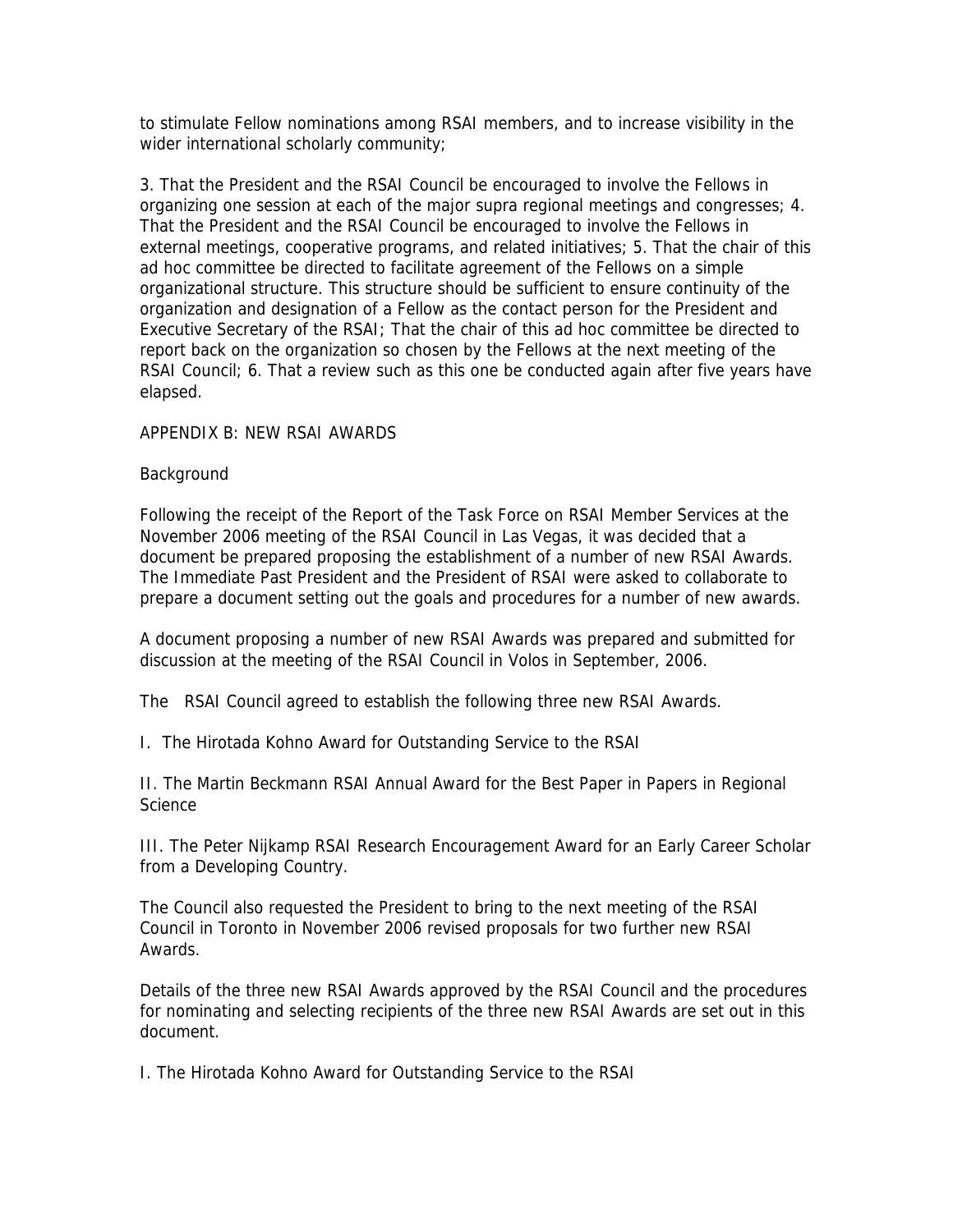to stimulate Fellow nominations among RSAI members, and to increase visibility in the wider international scholarly community;

3. That the President and the RSAI Council be encouraged to involve the Fellows in organizing one session at each of the major supra regional meetings and congresses; 4. That the President and the RSAI Council be encouraged to involve the Fellows in external meetings, cooperative programs, and related initiatives; 5. That the chair of this ad hoc committee be directed to facilitate agreement of the Fellows on a simple organizational structure. This structure should be sufficient to ensure continuity of the organization and designation of a Fellow as the contact person for the President and Executive Secretary of the RSAI; That the chair of this ad hoc committee be directed to report back on the organization so chosen by the Fellows at the next meeting of the RSAI Council; 6. That a review such as this one be conducted again after five years have elapsed.

## APPENDIX B: NEW RSAI AWARDS

### Background

Following the receipt of the Report of the Task Force on RSAI Member Services at the November 2006 meeting of the RSAI Council in Las Vegas, it was decided that a document be prepared proposing the establishment of a number of new RSAI Awards. The Immediate Past President and the President of RSAI were asked to collaborate to prepare a document setting out the goals and procedures for a number of new awards.

A document proposing a number of new RSAI Awards was prepared and submitted for discussion at the meeting of the RSAI Council in Volos in September, 2006.

The RSAI Council agreed to establish the following three new RSAI Awards.

I. The Hirotada Kohno Award for Outstanding Service to the RSAI

II. The Martin Beckmann RSAI Annual Award for the Best Paper in Papers in Regional Science

III. The Peter Nijkamp RSAI Research Encouragement Award for an Early Career Scholar from a Developing Country.

The Council also requested the President to bring to the next meeting of the RSAI Council in Toronto in November 2006 revised proposals for two further new RSAI Awards.

Details of the three new RSAI Awards approved by the RSAI Council and the procedures for nominating and selecting recipients of the three new RSAI Awards are set out in this document.

### I. The Hirotada Kohno Award for Outstanding Service to the RSAI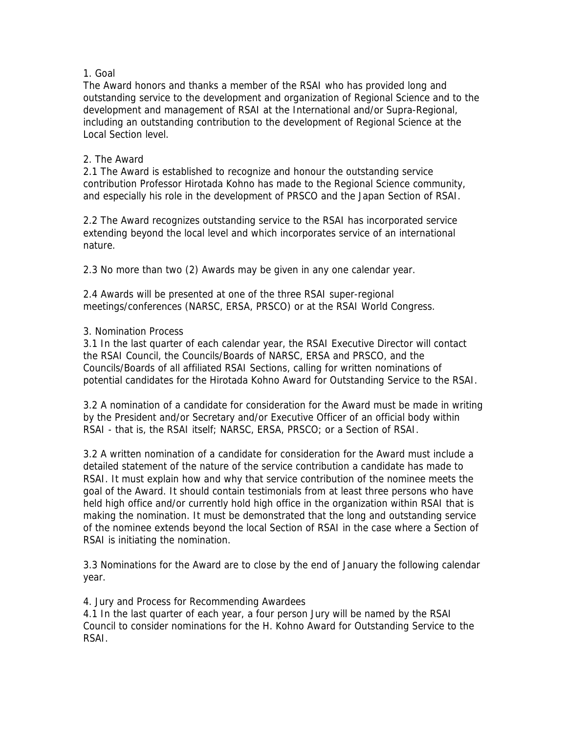1. Goal

The Award honors and thanks a member of the RSAI who has provided long and outstanding service to the development and organization of Regional Science and to the development and management of RSAI at the International and/or Supra-Regional, including an outstanding contribution to the development of Regional Science at the Local Section level.

2. The Award

2.1 The Award is established to recognize and honour the outstanding service contribution Professor Hirotada Kohno has made to the Regional Science community, and especially his role in the development of PRSCO and the Japan Section of RSAI.

2.2 The Award recognizes outstanding service to the RSAI has incorporated service extending beyond the local level and which incorporates service of an international nature.

2.3 No more than two (2) Awards may be given in any one calendar year.

2.4 Awards will be presented at one of the three RSAI super-regional meetings/conferences (NARSC, ERSA, PRSCO) or at the RSAI World Congress.

3. Nomination Process

3.1 In the last quarter of each calendar year, the RSAI Executive Director will contact the RSAI Council, the Councils/Boards of NARSC, ERSA and PRSCO, and the Councils/Boards of all affiliated RSAI Sections, calling for written nominations of potential candidates for the Hirotada Kohno Award for Outstanding Service to the RSAI.

3.2 A nomination of a candidate for consideration for the Award must be made in writing by the President and/or Secretary and/or Executive Officer of an official body within RSAI - that is, the RSAI itself; NARSC, ERSA, PRSCO; or a Section of RSAI.

3.2 A written nomination of a candidate for consideration for the Award must include a detailed statement of the nature of the service contribution a candidate has made to RSAI. It must explain how and why that service contribution of the nominee meets the goal of the Award. It should contain testimonials from at least three persons who have held high office and/or currently hold high office in the organization within RSAI that is making the nomination. It must be demonstrated that the long and outstanding service of the nominee extends beyond the local Section of RSAI in the case where a Section of RSAI is initiating the nomination.

3.3 Nominations for the Award are to close by the end of January the following calendar year.

4. Jury and Process for Recommending Awardees

4.1 In the last quarter of each year, a four person Jury will be named by the RSAI Council to consider nominations for the H. Kohno Award for Outstanding Service to the RSAI.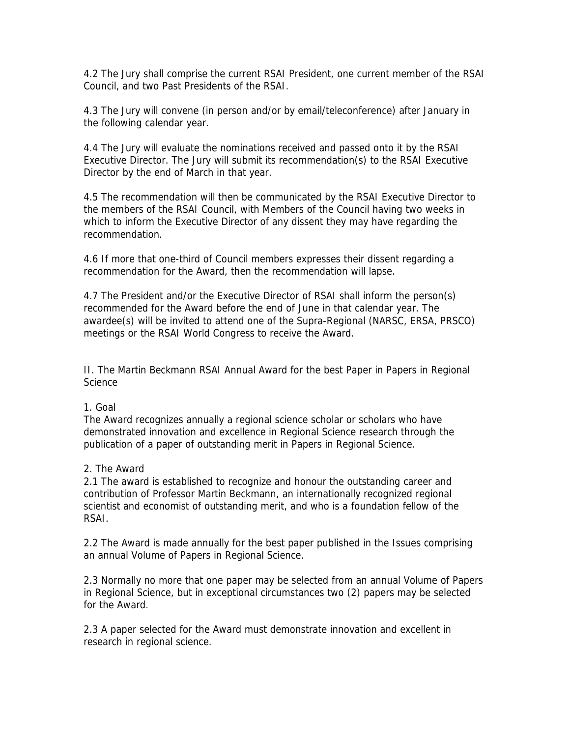4.2 The Jury shall comprise the current RSAI President, one current member of the RSAI Council, and two Past Presidents of the RSAI.

4.3 The Jury will convene (in person and/or by email/teleconference) after January in the following calendar year.

4.4 The Jury will evaluate the nominations received and passed onto it by the RSAI Executive Director. The Jury will submit its recommendation(s) to the RSAI Executive Director by the end of March in that year.

4.5 The recommendation will then be communicated by the RSAI Executive Director to the members of the RSAI Council, with Members of the Council having two weeks in which to inform the Executive Director of any dissent they may have regarding the recommendation.

4.6 If more that one-third of Council members expresses their dissent regarding a recommendation for the Award, then the recommendation will lapse.

4.7 The President and/or the Executive Director of RSAI shall inform the person(s) recommended for the Award before the end of June in that calendar year. The awardee(s) will be invited to attend one of the Supra-Regional (NARSC, ERSA, PRSCO) meetings or the RSAI World Congress to receive the Award.

## II. The Martin Beckmann RSAI Annual Award for the best Paper in Papers in Regional Science

### 1. Goal

The Award recognizes annually a regional science scholar or scholars who have demonstrated innovation and excellence in Regional Science research through the publication of a paper of outstanding merit in Papers in Regional Science.

### 2. The Award

2.1 The award is established to recognize and honour the outstanding career and contribution of Professor Martin Beckmann, an internationally recognized regional scientist and economist of outstanding merit, and who is a foundation fellow of the RSAI.

2.2 The Award is made annually for the best paper published in the Issues comprising an annual Volume of Papers in Regional Science.

2.3 Normally no more that one paper may be selected from an annual Volume of Papers in Regional Science, but in exceptional circumstances two (2) papers may be selected for the Award.

2.3 A paper selected for the Award must demonstrate innovation and excellent in research in regional science.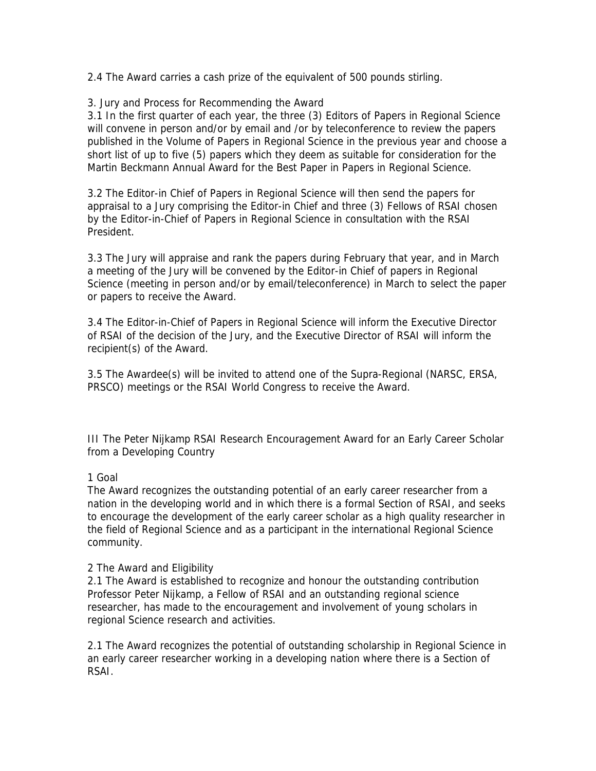2.4 The Award carries a cash prize of the equivalent of 500 pounds stirling.

3. Jury and Process for Recommending the Award

3.1 In the first quarter of each year, the three (3) Editors of Papers in Regional Science will convene in person and/or by email and /or by teleconference to review the papers published in the Volume of Papers in Regional Science in the previous year and choose a short list of up to five (5) papers which they deem as suitable for consideration for the Martin Beckmann Annual Award for the Best Paper in Papers in Regional Science.

3.2 The Editor-in Chief of Papers in Regional Science will then send the papers for appraisal to a Jury comprising the Editor-in Chief and three (3) Fellows of RSAI chosen by the Editor-in-Chief of Papers in Regional Science in consultation with the RSAI President.

3.3 The Jury will appraise and rank the papers during February that year, and in March a meeting of the Jury will be convened by the Editor-in Chief of papers in Regional Science (meeting in person and/or by email/teleconference) in March to select the paper or papers to receive the Award.

3.4 The Editor-in-Chief of Papers in Regional Science will inform the Executive Director of RSAI of the decision of the Jury, and the Executive Director of RSAI will inform the recipient(s) of the Award.

3.5 The Awardee(s) will be invited to attend one of the Supra-Regional (NARSC, ERSA, PRSCO) meetings or the RSAI World Congress to receive the Award.

## III The Peter Nijkamp RSAI Research Encouragement Award for an Early Career Scholar from a Developing Country

1 Goal

The Award recognizes the outstanding potential of an early career researcher from a nation in the developing world and in which there is a formal Section of RSAI, and seeks to encourage the development of the early career scholar as a high quality researcher in the field of Regional Science and as a participant in the international Regional Science community.

2 The Award and Eligibility

2.1 The Award is established to recognize and honour the outstanding contribution Professor Peter Nijkamp, a Fellow of RSAI and an outstanding regional science researcher, has made to the encouragement and involvement of young scholars in regional Science research and activities.

2.1 The Award recognizes the potential of outstanding scholarship in Regional Science in an early career researcher working in a developing nation where there is a Section of RSAI.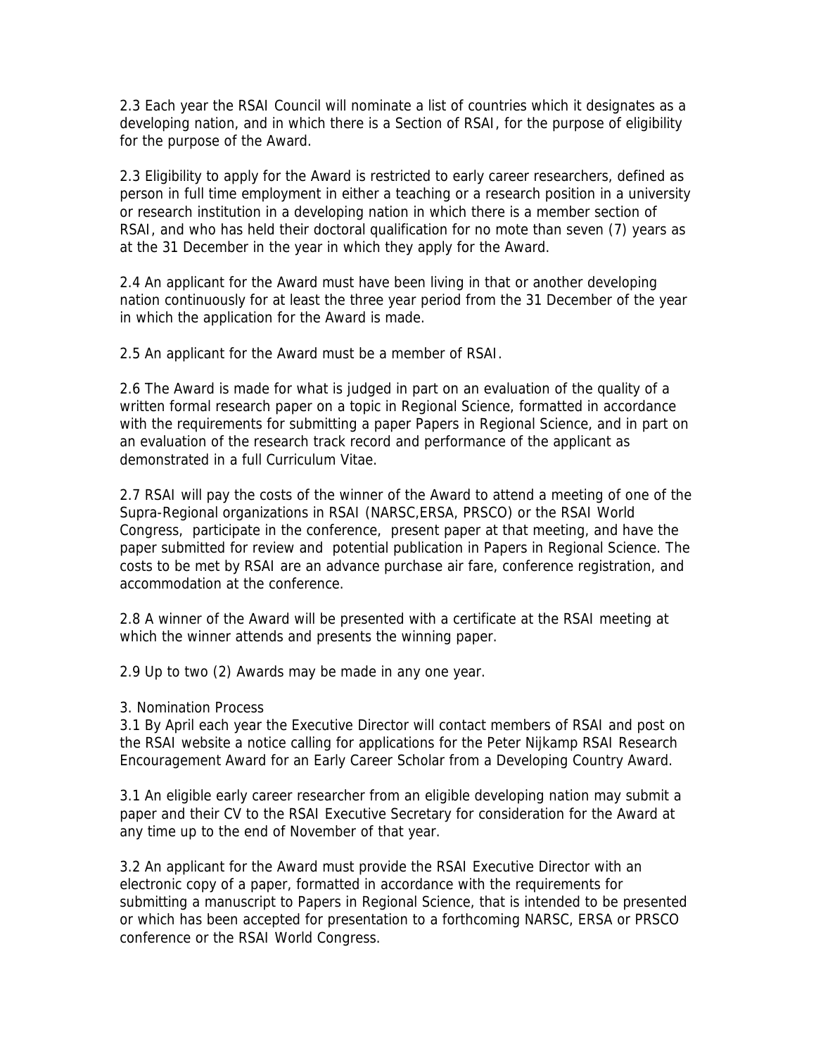2.3 Each year the RSAI Council will nominate a list of countries which it designates as a developing nation, and in which there is a Section of RSAI, for the purpose of eligibility for the purpose of the Award.

2.3 Eligibility to apply for the Award is restricted to early career researchers, defined as person in full time employment in either a teaching or a research position in a university or research institution in a developing nation in which there is a member section of RSAI, and who has held their doctoral qualification for no mote than seven (7) years as at the 31 December in the year in which they apply for the Award.

2.4 An applicant for the Award must have been living in that or another developing nation continuously for at least the three year period from the 31 December of the year in which the application for the Award is made.

2.5 An applicant for the Award must be a member of RSAI.

2.6 The Award is made for what is judged in part on an evaluation of the quality of a written formal research paper on a topic in Regional Science, formatted in accordance with the requirements for submitting a paper Papers in Regional Science, and in part on an evaluation of the research track record and performance of the applicant as demonstrated in a full Curriculum Vitae.

2.7 RSAI will pay the costs of the winner of the Award to attend a meeting of one of the Supra-Regional organizations in RSAI (NARSC,ERSA, PRSCO) or the RSAI World Congress, participate in the conference, present paper at that meeting, and have the paper submitted for review and potential publication in Papers in Regional Science. The costs to be met by RSAI are an advance purchase air fare, conference registration, and accommodation at the conference.

2.8 A winner of the Award will be presented with a certificate at the RSAI meeting at which the winner attends and presents the winning paper.

2.9 Up to two (2) Awards may be made in any one year.

3. Nomination Process

3.1 By April each year the Executive Director will contact members of RSAI and post on the RSAI website a notice calling for applications for the Peter Nijkamp RSAI Research Encouragement Award for an Early Career Scholar from a Developing Country Award.

3.1 An eligible early career researcher from an eligible developing nation may submit a paper and their CV to the RSAI Executive Secretary for consideration for the Award at any time up to the end of November of that year.

3.2 An applicant for the Award must provide the RSAI Executive Director with an electronic copy of a paper, formatted in accordance with the requirements for submitting a manuscript to Papers in Regional Science, that is intended to be presented or which has been accepted for presentation to a forthcoming NARSC, ERSA or PRSCO conference or the RSAI World Congress.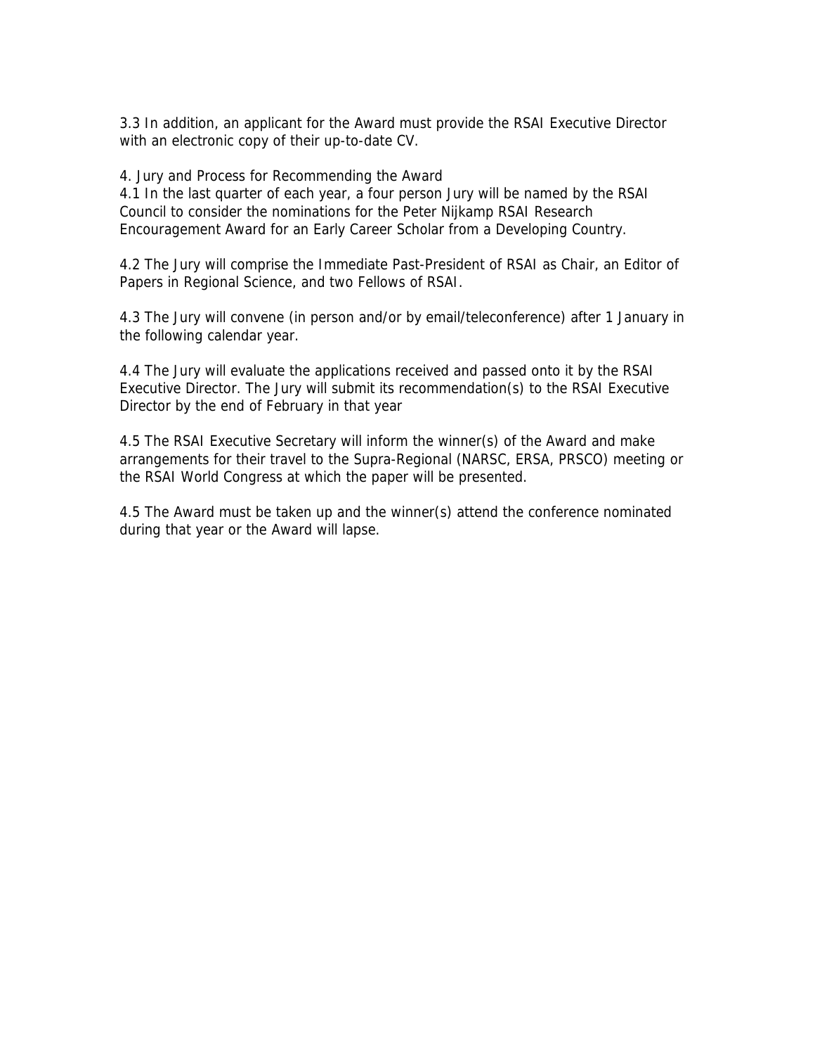3.3 In addition, an applicant for the Award must provide the RSAI Executive Director with an electronic copy of their up-to-date CV.

4. Jury and Process for Recommending the Award

4.1 In the last quarter of each year, a four person Jury will be named by the RSAI Council to consider the nominations for the Peter Nijkamp RSAI Research Encouragement Award for an Early Career Scholar from a Developing Country.

4.2 The Jury will comprise the Immediate Past-President of RSAI as Chair, an Editor of Papers in Regional Science, and two Fellows of RSAI.

4.3 The Jury will convene (in person and/or by email/teleconference) after 1 January in the following calendar year.

4.4 The Jury will evaluate the applications received and passed onto it by the RSAI Executive Director. The Jury will submit its recommendation(s) to the RSAI Executive Director by the end of February in that year

4.5 The RSAI Executive Secretary will inform the winner(s) of the Award and make arrangements for their travel to the Supra-Regional (NARSC, ERSA, PRSCO) meeting or the RSAI World Congress at which the paper will be presented.

4.5 The Award must be taken up and the winner(s) attend the conference nominated during that year or the Award will lapse.